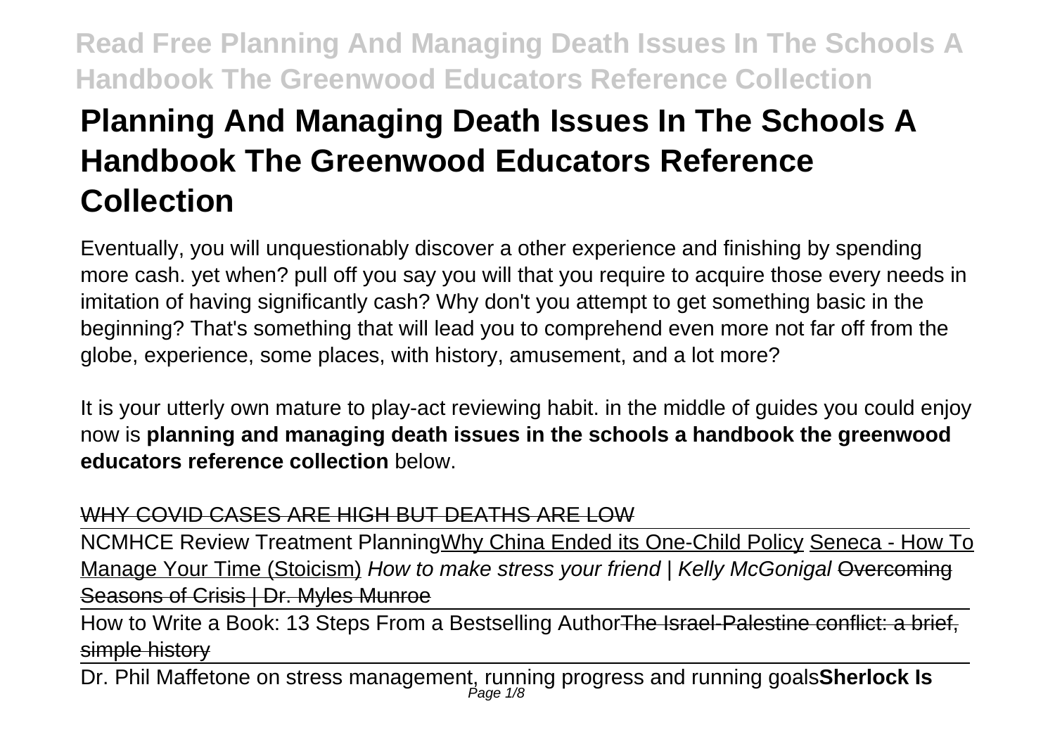# Planning And Managing Death Issues In The Schools A Handbook The Greenwood Educators Reference Collection

Eventually, you will unquestionably discover a other experience and finishing by spending more cash. yet when? pull off you say you will that you require to acquire those every needs in imitation of having significantly cash? Why don't you attempt to get something basic in the beginning? That's something that will lead you to comprehend even more not far off from the globe, experience, some places, with history, amusement, and a lot more?

It is your utterly own mature to play-act reviewing habit. in the middle of guides you could enjoy now is **planning and managing death issues in the schools a handbook the greenwood educators reference collection** below.

WHY COVID CASES ARE HIGH BUT DEATHS ARE LOW

NCMHCE Review Treatment Planning Why China Ended its One-Child Policy Seneca - How To Manage Your Time (Stoicism) *How to make stress your friend | Kelly McGonigal* ~~Overcoming Seasons of Crisis | Dr. Myles Munroe~~

How to Write a Book: 13 Steps From a Bestselling Author ~~The Israel-Palestine conflict: a brief, simple history~~

Dr. Phil Maffetone on stress management, running progress and running goals **Sherlock Is**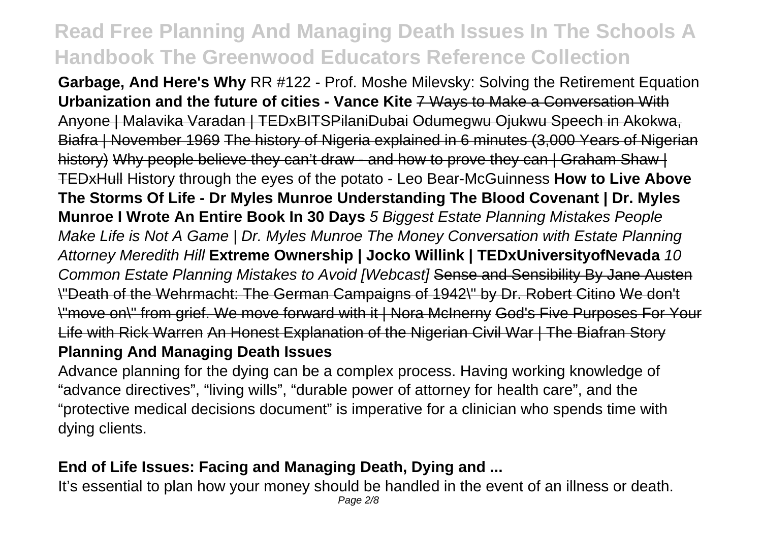**Garbage, And Here's Why** RR #122 - Prof. Moshe Milevsky: Solving the Retirement Equation **Urbanization and the future of cities - Vance Kite** ~~7 Ways to Make a Conversation With Anyone | Malavika Varadan | TEDxBITSPilaniDubai~~ ~~Odumegwu Ojukwu Speech in Akokwa, Biafra | November 1969~~ ~~The history of Nigeria explained in 6 minutes (3,000 Years of Nigerian history)~~ ~~Why people believe they can't draw - and how to prove they can | Graham Shaw | TEDxHull~~ History through the eyes of the potato - Leo Bear-McGuinness **How to Live Above The Storms Of Life - Dr Myles Munroe Understanding The Blood Covenant | Dr. Myles Munroe I Wrote An Entire Book In 30 Days** *5 Biggest Estate Planning Mistakes People Make Life is Not A Game | Dr. Myles Munroe The Money Conversation with Estate Planning Attorney Meredith Hill* **Extreme Ownership | Jocko Willink | TEDxUniversityofNevada** *10 Common Estate Planning Mistakes to Avoid [Webcast]* ~~Sense and Sensibility By Jane Austen~~ ~~"Death of the Wehrmacht: The German Campaigns of 1942" by Dr. Robert Citino~~ ~~We don't "move on" from grief. We move forward with it | Nora McInerny~~ ~~God's Five Purposes For Your Life with Rick Warren~~ ~~An Honest Explanation of the Nigerian Civil War | The Biafran Story~~

**Planning And Managing Death Issues**

Advance planning for the dying can be a complex process. Having working knowledge of "advance directives", "living wills", "durable power of attorney for health care", and the "protective medical decisions document" is imperative for a clinician who spends time with dying clients.

**End of Life Issues: Facing and Managing Death, Dying and ...**

It's essential to plan how your money should be handled in the event of an illness or death.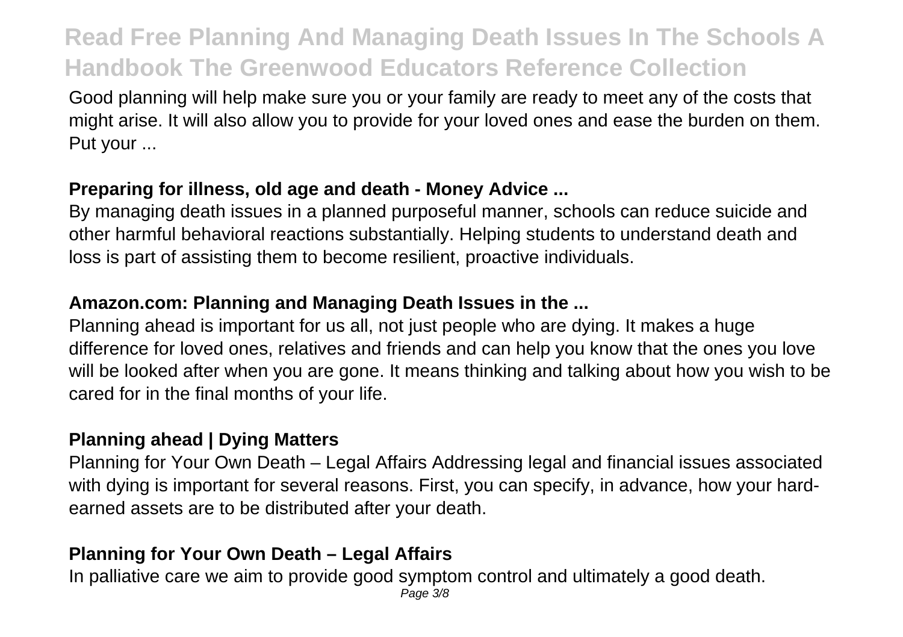Good planning will help make sure you or your family are ready to meet any of the costs that might arise. It will also allow you to provide for your loved ones and ease the burden on them. Put your ...

### **Preparing for illness, old age and death - Money Advice ...**

By managing death issues in a planned purposeful manner, schools can reduce suicide and other harmful behavioral reactions substantially. Helping students to understand death and loss is part of assisting them to become resilient, proactive individuals.

### **Amazon.com: Planning and Managing Death Issues in the ...**

Planning ahead is important for us all, not just people who are dying. It makes a huge difference for loved ones, relatives and friends and can help you know that the ones you love will be looked after when you are gone. It means thinking and talking about how you wish to be cared for in the final months of your life.

### **Planning ahead | Dying Matters**

Planning for Your Own Death – Legal Affairs Addressing legal and financial issues associated with dying is important for several reasons. First, you can specify, in advance, how your hard-earned assets are to be distributed after your death.

### **Planning for Your Own Death – Legal Affairs**

In palliative care we aim to provide good symptom control and ultimately a good death.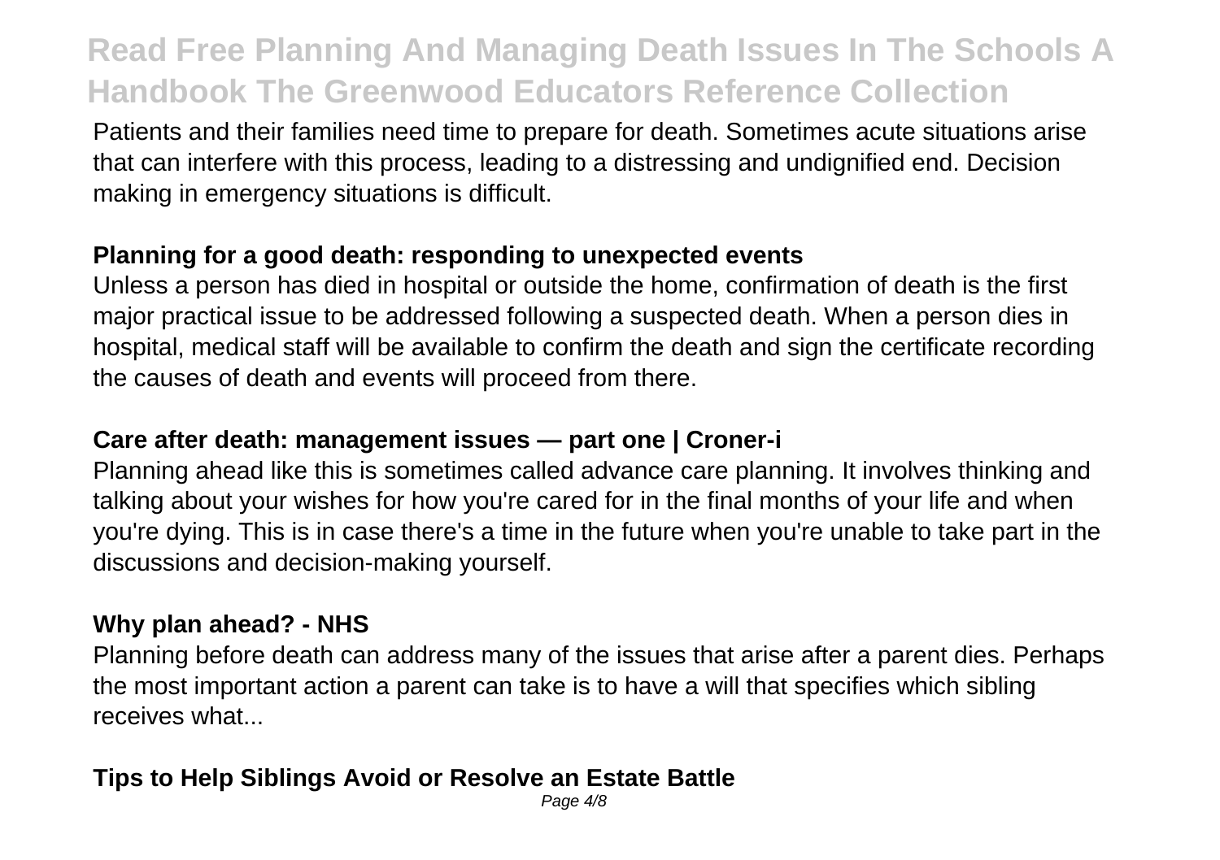Patients and their families need time to prepare for death. Sometimes acute situations arise that can interfere with this process, leading to a distressing and undignified end. Decision making in emergency situations is difficult.

**Planning for a good death: responding to unexpected events**

Unless a person has died in hospital or outside the home, confirmation of death is the first major practical issue to be addressed following a suspected death. When a person dies in hospital, medical staff will be available to confirm the death and sign the certificate recording the causes of death and events will proceed from there.

**Care after death: management issues — part one | Croner-i**

Planning ahead like this is sometimes called advance care planning. It involves thinking and talking about your wishes for how you're cared for in the final months of your life and when you're dying. This is in case there's a time in the future when you're unable to take part in the discussions and decision-making yourself.

**Why plan ahead? - NHS**

Planning before death can address many of the issues that arise after a parent dies. Perhaps the most important action a parent can take is to have a will that specifies which sibling receives what...

**Tips to Help Siblings Avoid or Resolve an Estate Battle**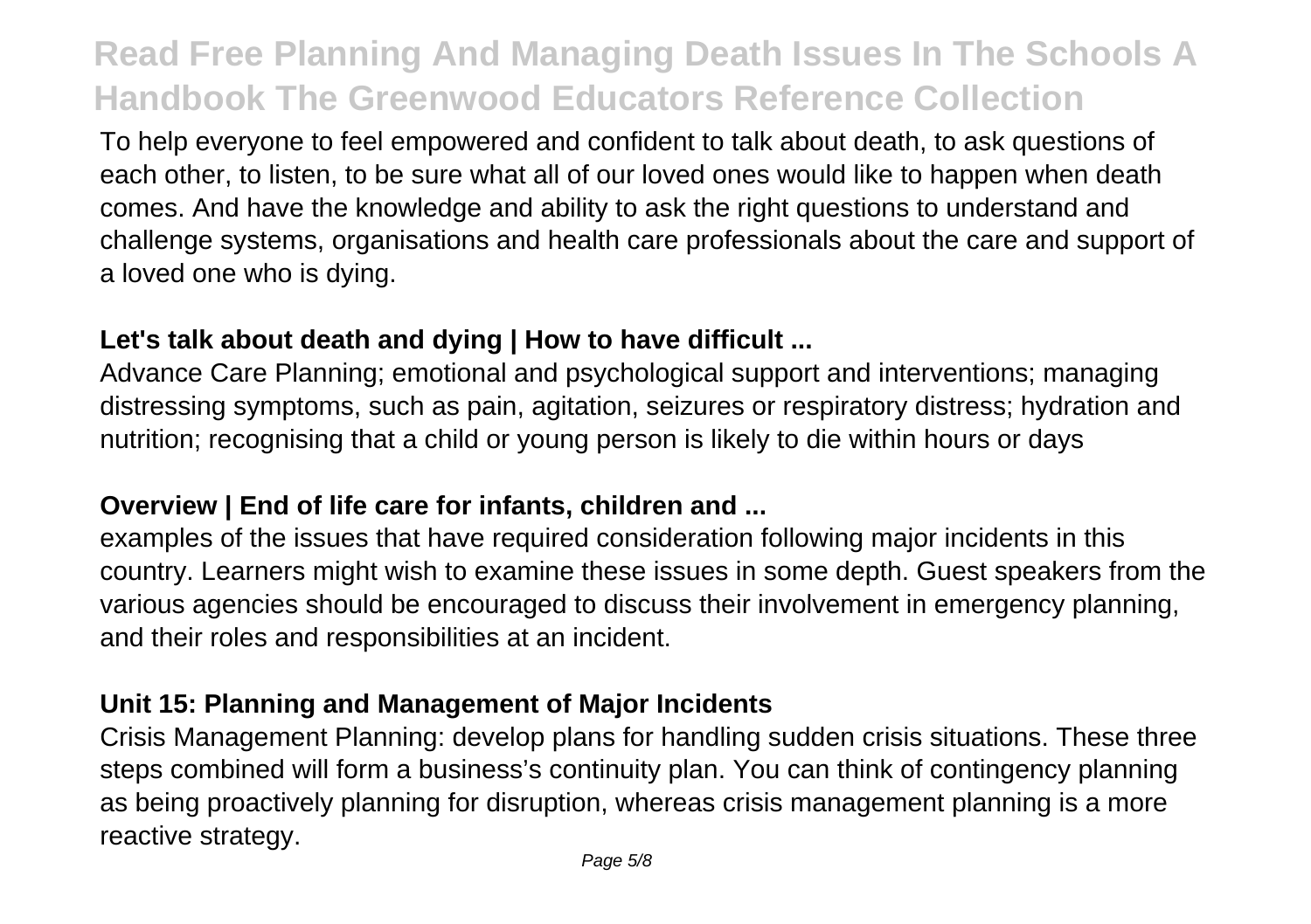To help everyone to feel empowered and confident to talk about death, to ask questions of each other, to listen, to be sure what all of our loved ones would like to happen when death comes. And have the knowledge and ability to ask the right questions to understand and challenge systems, organisations and health care professionals about the care and support of a loved one who is dying.

**Let's talk about death and dying | How to have difficult ...**

Advance Care Planning; emotional and psychological support and interventions; managing distressing symptoms, such as pain, agitation, seizures or respiratory distress; hydration and nutrition; recognising that a child or young person is likely to die within hours or days

**Overview | End of life care for infants, children and ...**

examples of the issues that have required consideration following major incidents in this country. Learners might wish to examine these issues in some depth. Guest speakers from the various agencies should be encouraged to discuss their involvement in emergency planning, and their roles and responsibilities at an incident.

**Unit 15: Planning and Management of Major Incidents**

Crisis Management Planning: develop plans for handling sudden crisis situations. These three steps combined will form a business's continuity plan. You can think of contingency planning as being proactively planning for disruption, whereas crisis management planning is a more reactive strategy.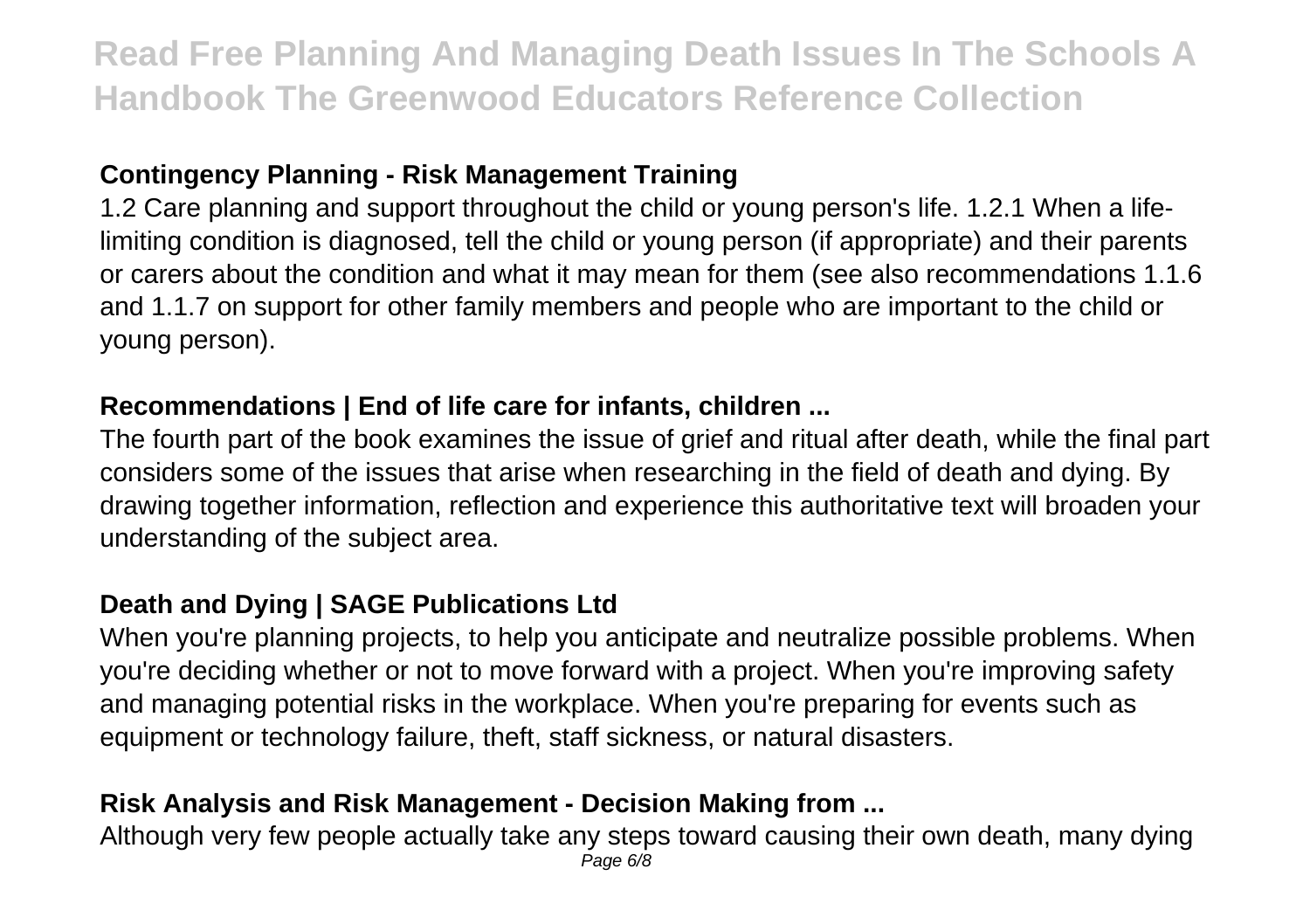### Contingency Planning - Risk Management Training

1.2 Care planning and support throughout the child or young person's life. 1.2.1 When a life-limiting condition is diagnosed, tell the child or young person (if appropriate) and their parents or carers about the condition and what it may mean for them (see also recommendations 1.1.6 and 1.1.7 on support for other family members and people who are important to the child or young person).

### Recommendations | End of life care for infants, children ...

The fourth part of the book examines the issue of grief and ritual after death, while the final part considers some of the issues that arise when researching in the field of death and dying. By drawing together information, reflection and experience this authoritative text will broaden your understanding of the subject area.

### Death and Dying | SAGE Publications Ltd

When you're planning projects, to help you anticipate and neutralize possible problems. When you're deciding whether or not to move forward with a project. When you're improving safety and managing potential risks in the workplace. When you're preparing for events such as equipment or technology failure, theft, staff sickness, or natural disasters.

### Risk Analysis and Risk Management - Decision Making from ...

Although very few people actually take any steps toward causing their own death, many dying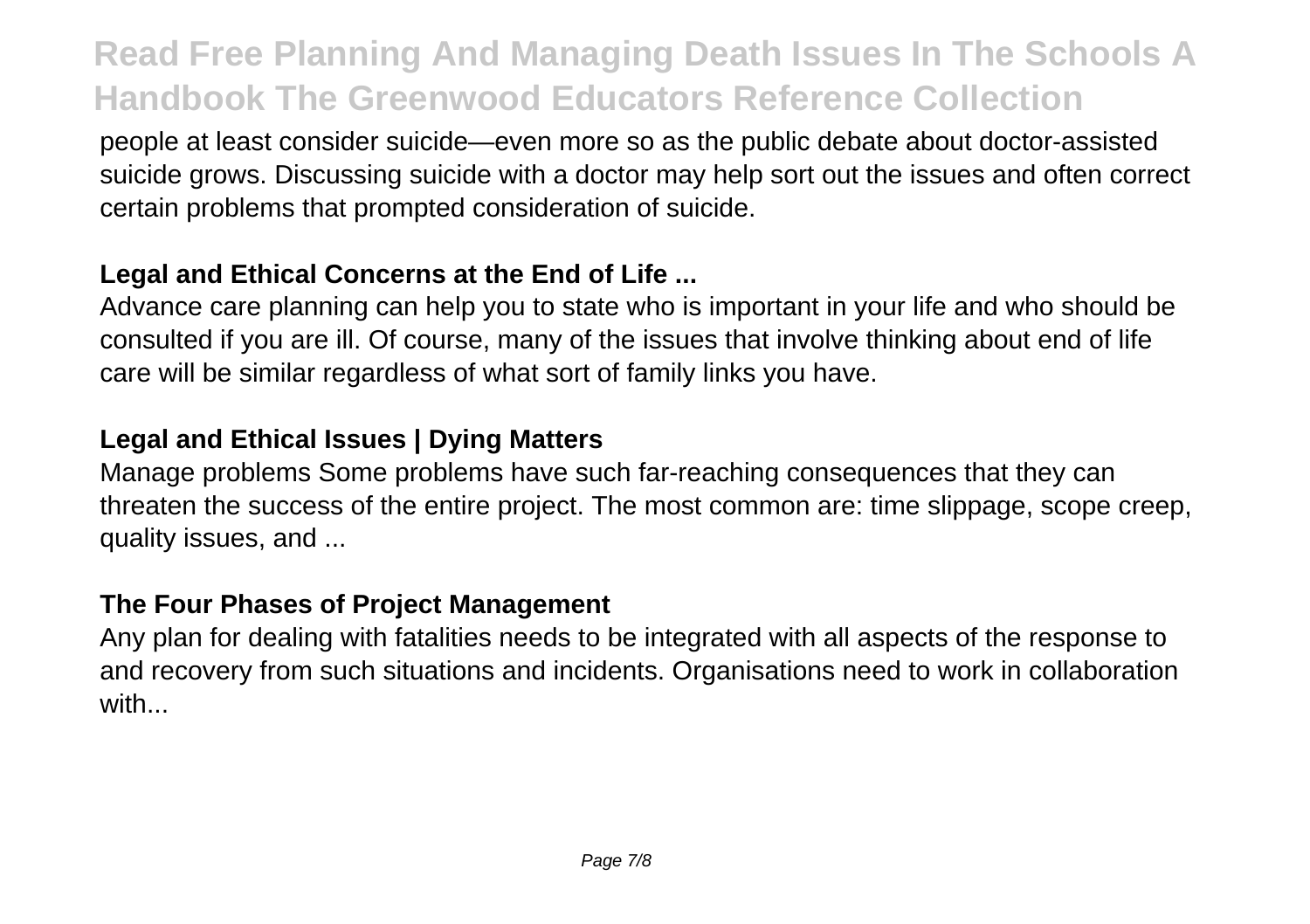people at least consider suicide—even more so as the public debate about doctor-assisted suicide grows. Discussing suicide with a doctor may help sort out the issues and often correct certain problems that prompted consideration of suicide.

**Legal and Ethical Concerns at the End of Life ...**

Advance care planning can help you to state who is important in your life and who should be consulted if you are ill. Of course, many of the issues that involve thinking about end of life care will be similar regardless of what sort of family links you have.

**Legal and Ethical Issues | Dying Matters**

Manage problems Some problems have such far-reaching consequences that they can threaten the success of the entire project. The most common are: time slippage, scope creep, quality issues, and ...

**The Four Phases of Project Management**

Any plan for dealing with fatalities needs to be integrated with all aspects of the response to and recovery from such situations and incidents. Organisations need to work in collaboration with...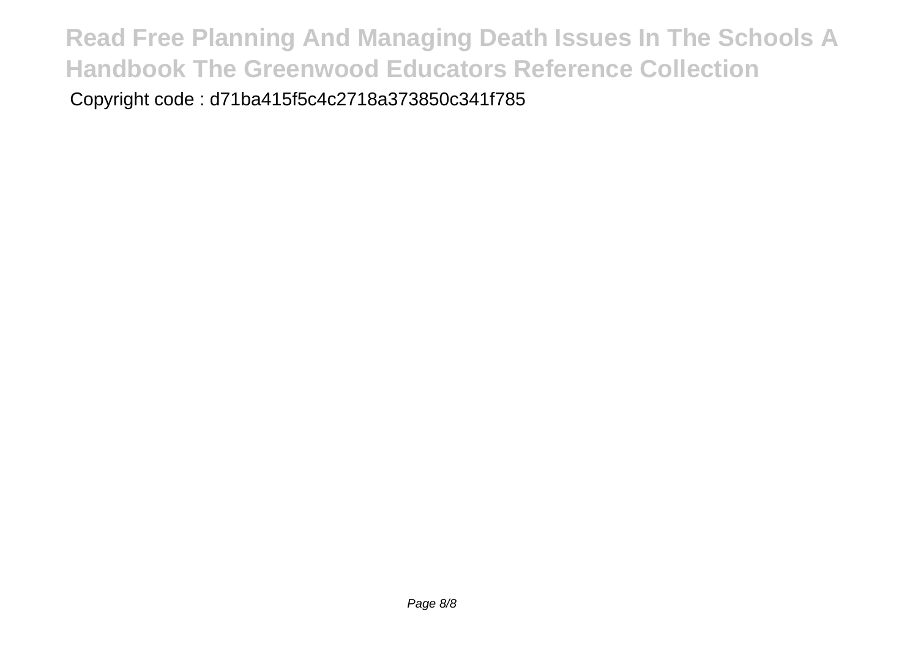Copyright code : d71ba415f5c4c2718a373850c341f785